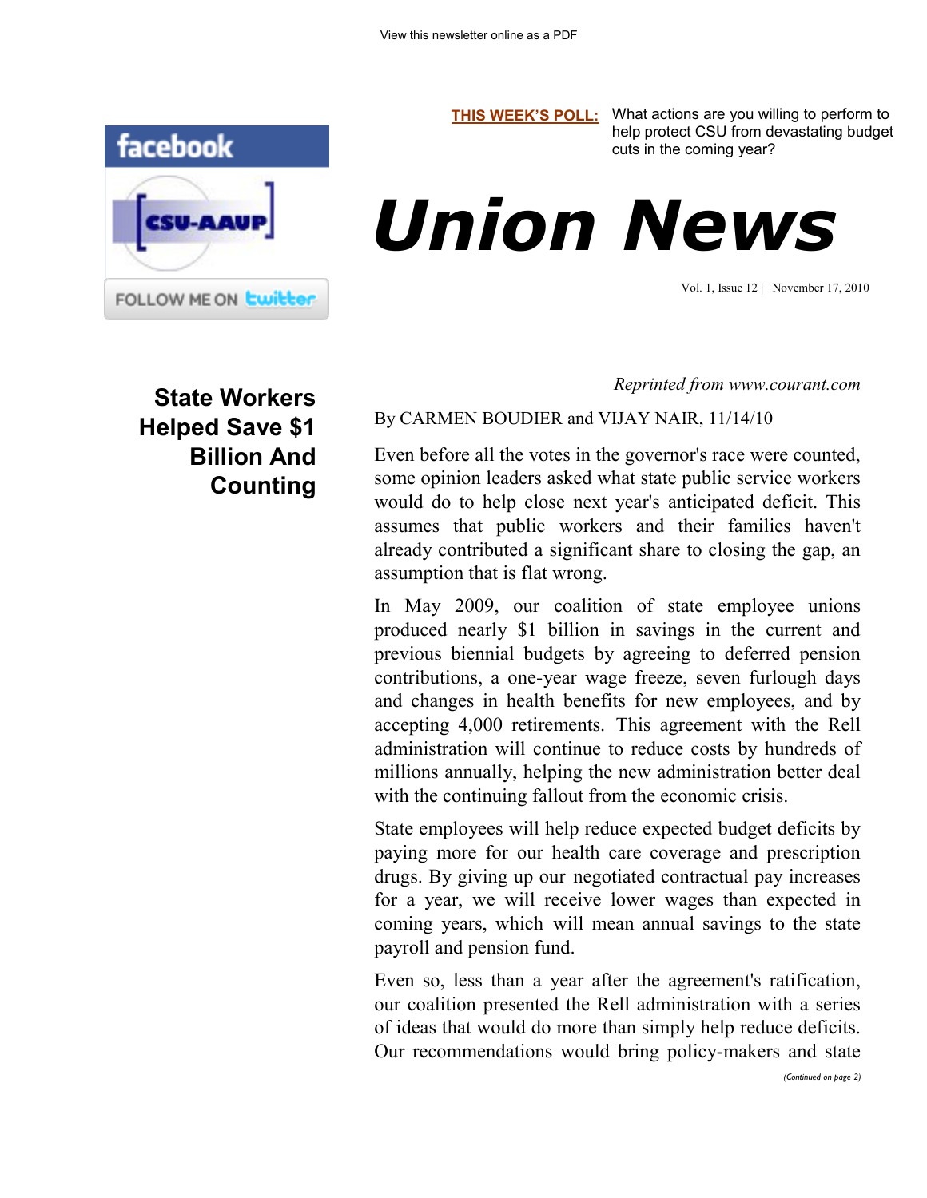View this newsletter online as a PDF

**THIS WEEK'S POLL:** What actions are you willing to perform to help protect CSU from devastating budget cuts in the coming year?

# Union News

Vol. 1, Issue 12 | November 17, 2010

## State Workers Helped Save $1 Billion And Counting

*Reprinted from www.courant.com*

By CARMEN BOUDIER and VIJAY NAIR, 11/14/10

Even before all the votes in the governor's race were counted, some opinion leaders asked what state public service workers would do to help close next year's anticipated deficit. This assumes that public workers and their families haven't already contributed a significant share to closing the gap, an assumption that is flat wrong.

In May 2009, our coalition of state employee unions produced nearly $1 billion in savings in the current and previous biennial budgets by agreeing to deferred pension contributions, a one-year wage freeze, seven furlough days and changes in health benefits for new employees, and by accepting 4,000 retirements. This agreement with the Rell administration will continue to reduce costs by hundreds of millions annually, helping the new administration better deal with the continuing fallout from the economic crisis.

State employees will help reduce expected budget deficits by paying more for our health care coverage and prescription drugs. By giving up our negotiated contractual pay increases for a year, we will receive lower wages than expected in coming years, which will mean annual savings to the state payroll and pension fund.

Even so, less than a year after the agreement's ratification, our coalition presented the Rell administration with a series of ideas that would do more than simply help reduce deficits. Our recommendations would bring policy-makers and state

*(Continued on page 2)*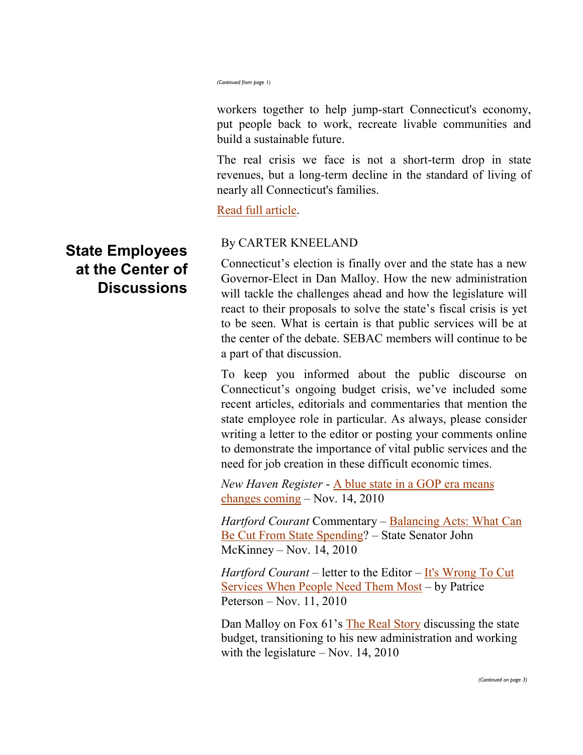*(Continued from page 1)*

workers together to help jump-start Connecticut's economy, put people back to work, recreate livable communities and build a sustainable future.

The real crisis we face is not a short-term drop in state revenues, but a long-term decline in the standard of living of nearly all Connecticut's families.

Read full article.

## State Employees at the Center of Discussions

By CARTER KNEELAND

Connecticut's election is finally over and the state has a new Governor-Elect in Dan Malloy. How the new administration will tackle the challenges ahead and how the legislature will react to their proposals to solve the state's fiscal crisis is yet to be seen. What is certain is that public services will be at the center of the debate. SEBAC members will continue to be a part of that discussion.

To keep you informed about the public discourse on Connecticut's ongoing budget crisis, we've included some recent articles, editorials and commentaries that mention the state employee role in particular. As always, please consider writing a letter to the editor or posting your comments online to demonstrate the importance of vital public services and the need for job creation in these difficult economic times.

*New Haven Register* - A blue state in a GOP era means changes coming – Nov. 14, 2010

*Hartford Courant* Commentary – Balancing Acts: What Can Be Cut From State Spending? – State Senator John McKinney – Nov. 14, 2010

*Hartford Courant* – letter to the Editor – It's Wrong To Cut Services When People Need Them Most – by Patrice Peterson – Nov. 11, 2010

Dan Malloy on Fox 61's The Real Story discussing the state budget, transitioning to his new administration and working with the legislature – Nov. 14, 2010

*(Continued on page 3)*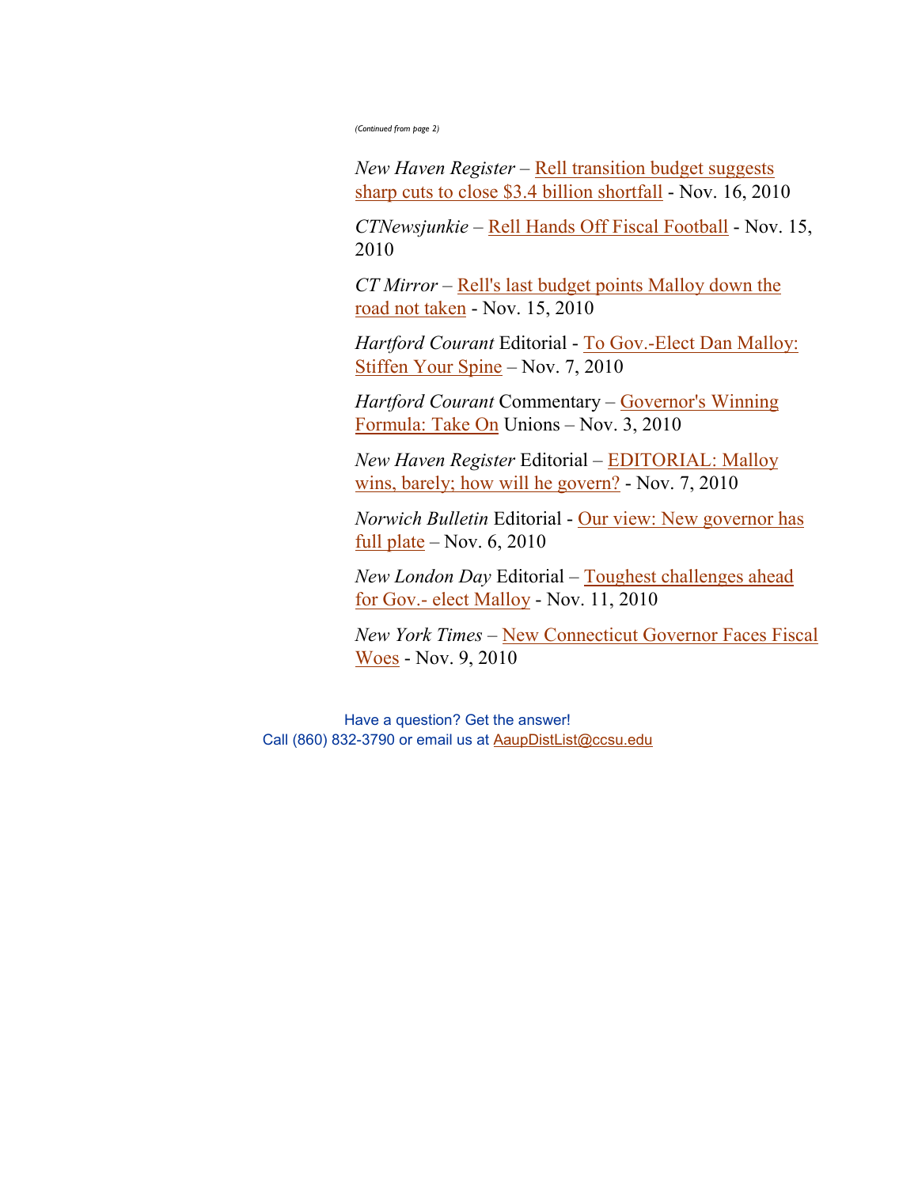*(Continued from page 2)*

*New Haven Register* – Rell transition budget suggests sharp cuts to close $3.4 billion shortfall - Nov. 16, 2010

*CTNewsjunkie* – Rell Hands Off Fiscal Football - Nov. 15, 2010

*CT Mirror* – Rell's last budget points Malloy down the road not taken - Nov. 15, 2010

*Hartford Courant* Editorial - To Gov.-Elect Dan Malloy: Stiffen Your Spine – Nov. 7, 2010

*Hartford Courant* Commentary – Governor's Winning Formula: Take On Unions – Nov. 3, 2010

*New Haven Register* Editorial – EDITORIAL: Malloy wins, barely; how will he govern? - Nov. 7, 2010

*Norwich Bulletin* Editorial - Our view: New governor has full plate – Nov. 6, 2010

*New London Day* Editorial – Toughest challenges ahead for Gov.- elect Malloy - Nov. 11, 2010

*New York Times* – New Connecticut Governor Faces Fiscal Woes - Nov. 9, 2010

Have a question? Get the answer!
Call (860) 832-3790 or email us at AaupDistList@ccsu.edu